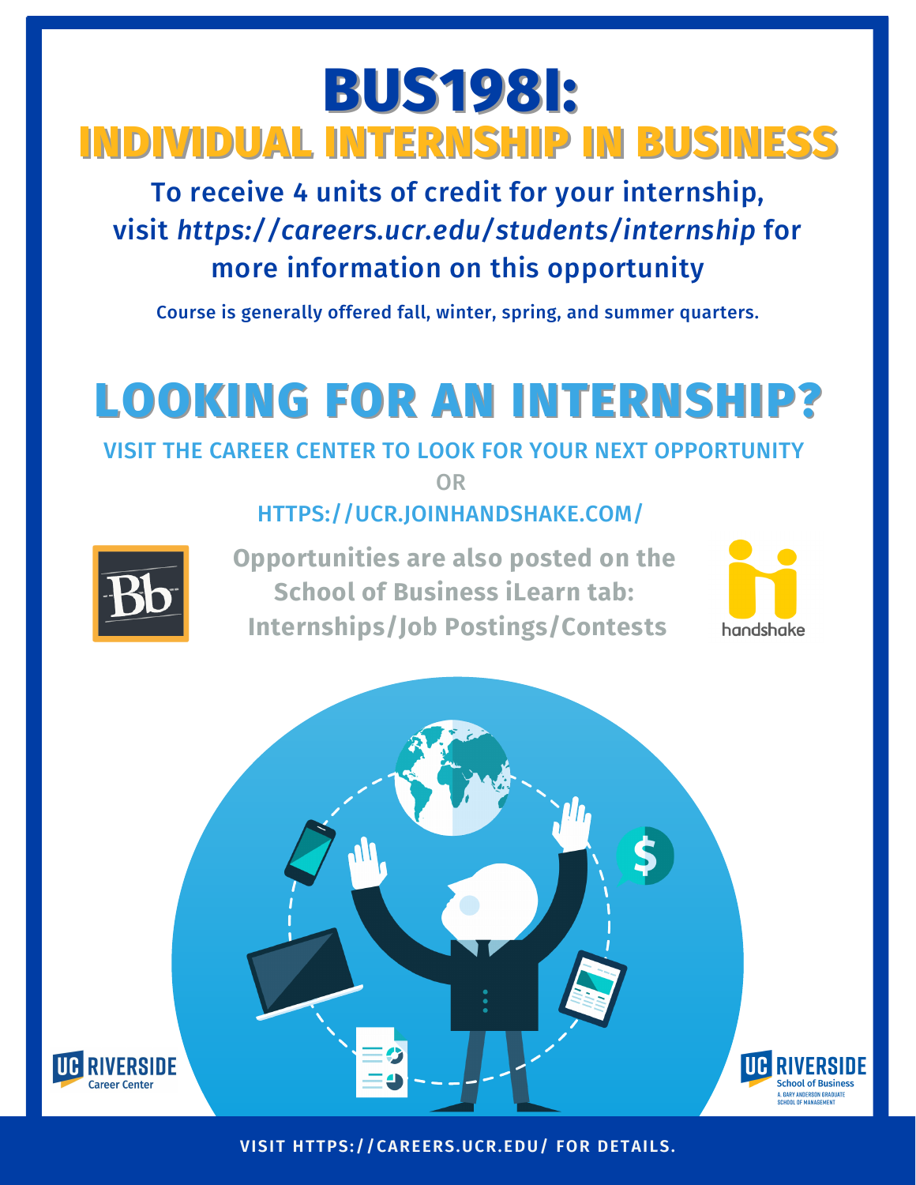# BUS198I:

## INDIVIDUAL INTERNSHIP IN BUSINESS

**To receive 4 units of credit for your internship, visit *https://careers.ucr.edu/students/internship* for more information on this opportunity**

**Course is generally offered fall, winter, spring, and summer quarters.**

# LOOKING FOR AN INTERNSHIP?

VISIT THE CAREER CENTER TO LOOK FOR YOUR NEXT OPPORTUNITY

OR

HTTPS://UCR.JOINHANDSHAKE.COM/

**Opportunities are also posted on the School of Business iLearn tab: Internships/Job Postings/Contests**

handshake

UC RIVERSIDE Career Center

UC RIVERSIDE School of Business A. GARY ANDERSON GRADUATE SCHOOL OF MANAGEMENT

**VISIT HTTPS://CAREERS.UCR.EDU/ FOR DETAILS.**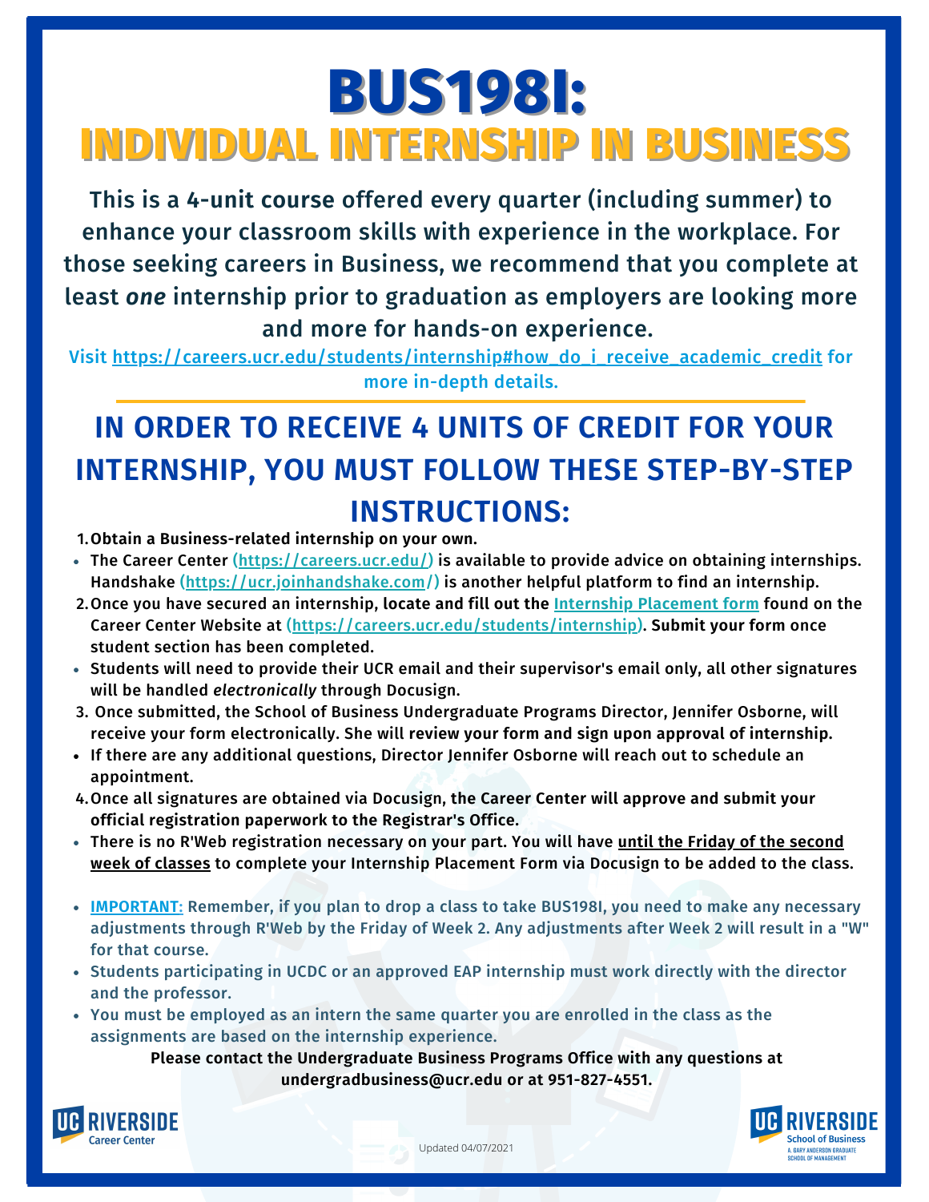# BUS198I:

## INDIVIDUAL INTERNSHIP IN BUSINESS

This is a 4-unit course offered every quarter (including summer) to enhance your classroom skills with experience in the workplace. For those seeking careers in Business, we recommend that you complete at least *one* internship prior to graduation as employers are looking more and more for hands-on experience.

Visit https://careers.ucr.edu/students/internship#how_do_i_receive_academic_credit for more in-depth details.

## IN ORDER TO RECEIVE 4 UNITS OF CREDIT FOR YOUR INTERNSHIP, YOU MUST FOLLOW THESE STEP-BY-STEP INSTRUCTIONS:

1. **Obtain a Business-related internship on your own.**
   - **The Career Center (https://careers.ucr.edu/) is available to provide advice on obtaining internships. Handshake (https://ucr.joinhandshake.com/) is another helpful platform to find an internship.**
2. **Once you have secured an internship, locate and fill out the Internship Placement form found on the Career Center Website at (https://careers.ucr.edu/students/internship). Submit your form once student section has been completed.**
   - **Students will need to provide their UCR email and their supervisor's email only, all other signatures will be handled *electronically* through Docusign.**
3. **Once submitted, the School of Business Undergraduate Programs Director, Jennifer Osborne, will receive your form electronically. She will review your form and sign upon approval of internship.**
   - **If there are any additional questions, Director Jennifer Osborne will reach out to schedule an appointment.**
4. **Once all signatures are obtained via Docusign, the Career Center will approve and submit your official registration paperwork to the Registrar's Office.**
   - **There is no R'Web registration necessary on your part. You will have until the Friday of the second week of classes to complete your Internship Placement Form via Docusign to be added to the class.**

- **IMPORTANT:** Remember, if you plan to drop a class to take BUS198I, you need to make any necessary adjustments through R'Web by the Friday of Week 2. Any adjustments after Week 2 will result in a "W" for that course.
- Students participating in UCDC or an approved EAP internship must work directly with the director and the professor.
- You must be employed as an intern the same quarter you are enrolled in the class as the assignments are based on the internship experience.

**Please contact the Undergraduate Business Programs Office with any questions at undergradbusiness@ucr.edu or at 951-827-4551.**

UC Riverside Career Center

Updated 04/07/2021

UC Riverside School of Business, A. Gary Anderson Graduate School of Management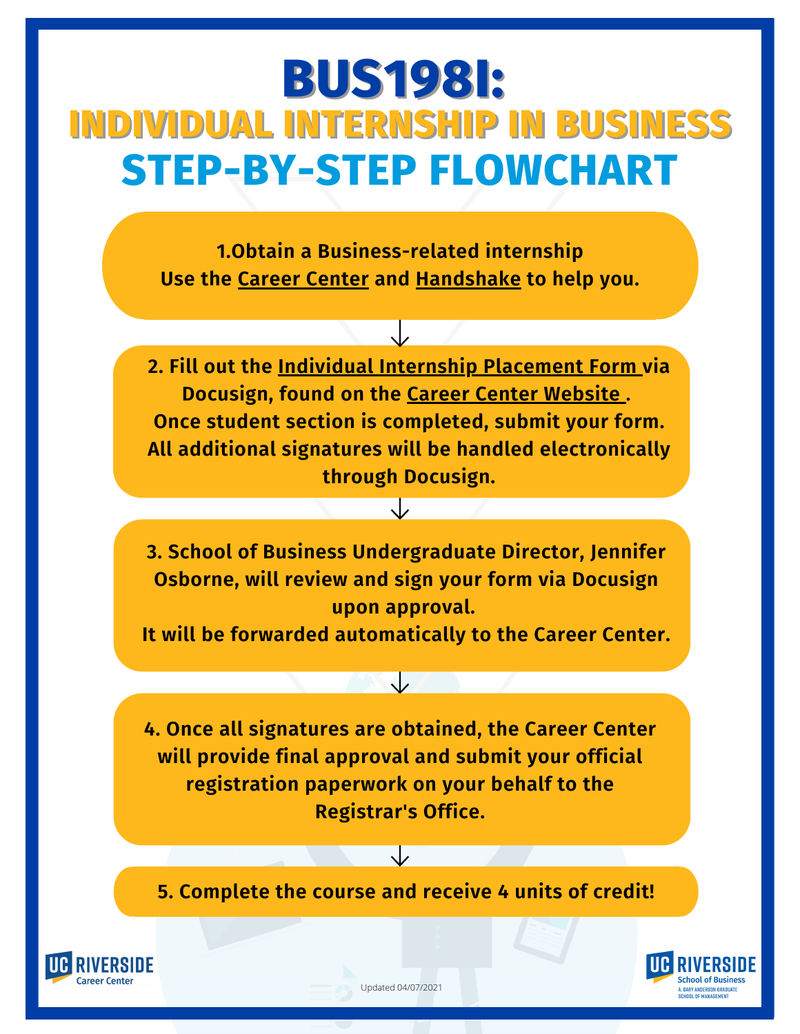# BUS198I:

## INDIVIDUAL INTERNSHIP IN BUSINESS

## STEP-BY-STEP FLOWCHART

**1.Obtain a Business-related internship**
**Use the Career Center and Handshake to help you.**

↓

**2. Fill out the Individual Internship Placement Form via Docusign, found on the Career Center Website .**
**Once student section is completed, submit your form.**
**All additional signatures will be handled electronically through Docusign.**

↓

**3. School of Business Undergraduate Director, Jennifer Osborne, will review and sign your form via Docusign upon approval.**
**It will be forwarded automatically to the Career Center.**

↓

**4. Once all signatures are obtained, the Career Center will provide final approval and submit your official registration paperwork on your behalf to the Registrar's Office.**

↓

**5. Complete the course and receive 4 units of credit!**

UC RIVERSIDE Career Center

Updated 04/07/2021

UC RIVERSIDE School of Business A. GARY ANDERSON GRADUATE SCHOOL OF MANAGEMENT